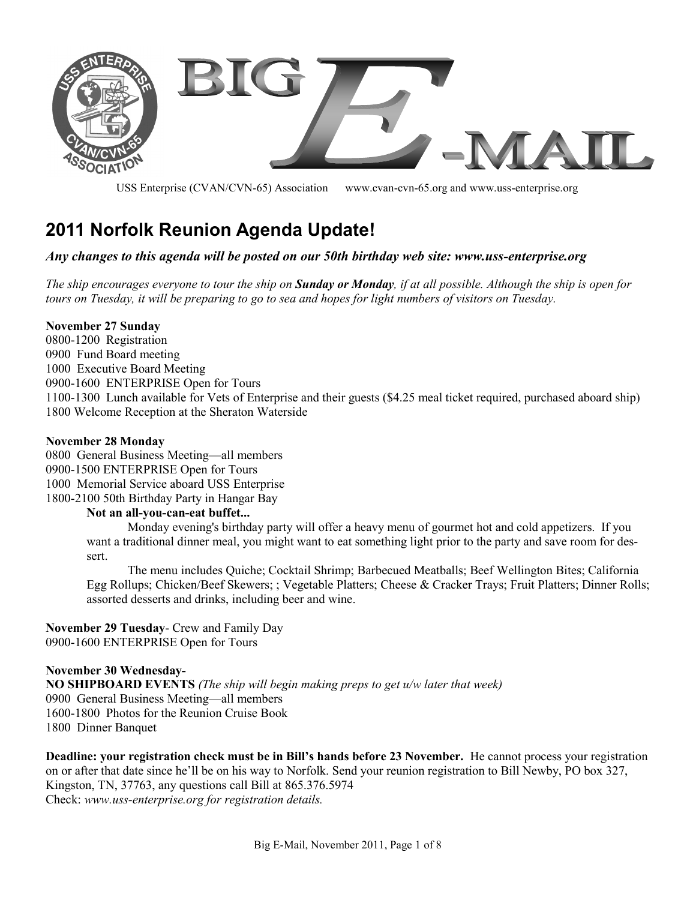# BIG E-MAIL

USS Enterprise (CVAN/CVN-65) Association www.cvan-cvn-65.org and www.uss-enterprise.org

## 2011 Norfolk Reunion Agenda Update!

***Any changes to this agenda will be posted on our 50th birthday web site: www.uss-enterprise.org***

*The ship encourages everyone to tour the ship on **Sunday or Monday**, if at all possible. Although the ship is open for tours on Tuesday, it will be preparing to go to sea and hopes for light numbers of visitors on Tuesday.*

**November 27 Sunday**
0800-1200 Registration
0900 Fund Board meeting
1000 Executive Board Meeting
0900-1600 ENTERPRISE Open for Tours
1100-1300 Lunch available for Vets of Enterprise and their guests ($4.25 meal ticket required, purchased aboard ship)
1800 Welcome Reception at the Sheraton Waterside

**November 28 Monday**
0800 General Business Meeting—all members
0900-1500 ENTERPRISE Open for Tours
1000 Memorial Service aboard USS Enterprise
1800-2100 50th Birthday Party in Hangar Bay

**Not an all-you-can-eat buffet...**

Monday evening's birthday party will offer a heavy menu of gourmet hot and cold appetizers. If you want a traditional dinner meal, you might want to eat something light prior to the party and save room for dessert.

The menu includes Quiche; Cocktail Shrimp; Barbecued Meatballs; Beef Wellington Bites; California Egg Rollups; Chicken/Beef Skewers; ; Vegetable Platters; Cheese & Cracker Trays; Fruit Platters; Dinner Rolls; assorted desserts and drinks, including beer and wine.

**November 29 Tuesday**- Crew and Family Day
0900-1600 ENTERPRISE Open for Tours

**November 30 Wednesday-**
**NO SHIPBOARD EVENTS** *(The ship will begin making preps to get u/w later that week)*
0900 General Business Meeting—all members
1600-1800 Photos for the Reunion Cruise Book
1800 Dinner Banquet

**Deadline: your registration check must be in Bill's hands before 23 November.** He cannot process your registration on or after that date since he'll be on his way to Norfolk. Send your reunion registration to Bill Newby, PO box 327, Kingston, TN, 37763, any questions call Bill at 865.376.5974
Check: *www.uss-enterprise.org for registration details.*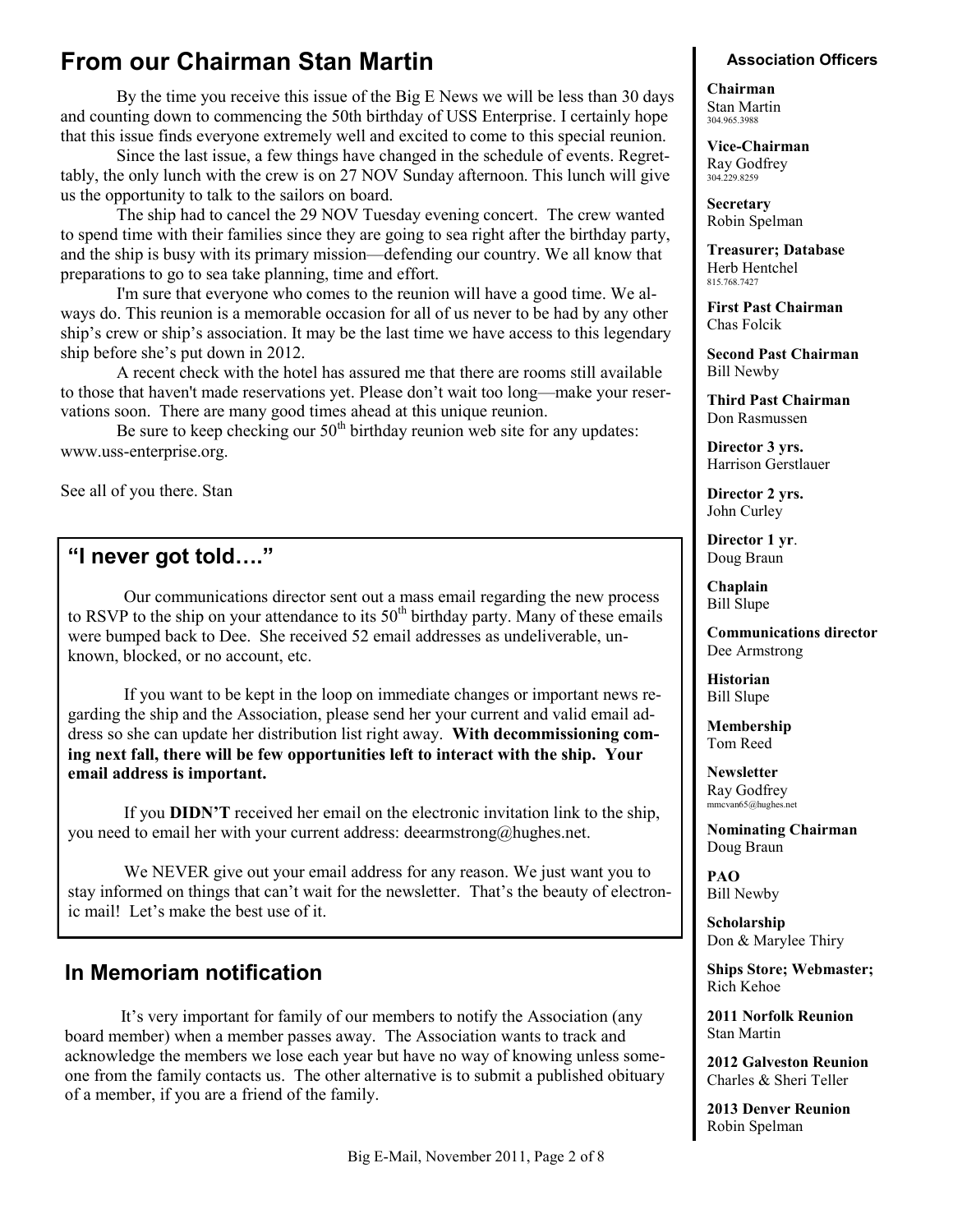# From our Chairman Stan Martin

By the time you receive this issue of the Big E News we will be less than 30 days and counting down to commencing the 50th birthday of USS Enterprise. I certainly hope that this issue finds everyone extremely well and excited to come to this special reunion.

Since the last issue, a few things have changed in the schedule of events. Regrettably, the only lunch with the crew is on 27 NOV Sunday afternoon. This lunch will give us the opportunity to talk to the sailors on board.

The ship had to cancel the 29 NOV Tuesday evening concert. The crew wanted to spend time with their families since they are going to sea right after the birthday party, and the ship is busy with its primary mission—defending our country. We all know that preparations to go to sea take planning, time and effort.

I'm sure that everyone who comes to the reunion will have a good time. We always do. This reunion is a memorable occasion for all of us never to be had by any other ship's crew or ship's association. It may be the last time we have access to this legendary ship before she's put down in 2012.

A recent check with the hotel has assured me that there are rooms still available to those that haven't made reservations yet. Please don't wait too long—make your reservations soon. There are many good times ahead at this unique reunion.

Be sure to keep checking our 50th birthday reunion web site for any updates: www.uss-enterprise.org.

See all of you there. Stan

## "I never got told…."

Our communications director sent out a mass email regarding the new process to RSVP to the ship on your attendance to its 50th birthday party. Many of these emails were bumped back to Dee. She received 52 email addresses as undeliverable, unknown, blocked, or no account, etc.

If you want to be kept in the loop on immediate changes or important news regarding the ship and the Association, please send her your current and valid email address so she can update her distribution list right away. **With decommissioning coming next fall, there will be few opportunities left to interact with the ship. Your email address is important.**

If you **DIDN'T** received her email on the electronic invitation link to the ship, you need to email her with your current address: deearmstrong@hughes.net.

We NEVER give out your email address for any reason. We just want you to stay informed on things that can't wait for the newsletter. That's the beauty of electronic mail! Let's make the best use of it.

## In Memoriam notification

It's very important for family of our members to notify the Association (any board member) when a member passes away. The Association wants to track and acknowledge the members we lose each year but have no way of knowing unless someone from the family contacts us. The other alternative is to submit a published obituary of a member, if you are a friend of the family.

### Association Officers

**Chairman**
Stan Martin
304.965.3988

**Vice-Chairman**
Ray Godfrey
304.229.8259

**Secretary**
Robin Spelman

**Treasurer; Database**
Herb Hentchel
815.768.7427

**First Past Chairman**
Chas Folcik

**Second Past Chairman**
Bill Newby

**Third Past Chairman**
Don Rasmussen

**Director 3 yrs.**
Harrison Gerstlauer

**Director 2 yrs.**
John Curley

**Director 1 yr**.
Doug Braun

**Chaplain**
Bill Slupe

**Communications director**
Dee Armstrong

**Historian**
Bill Slupe

**Membership**
Tom Reed

**Newsletter**
Ray Godfrey
mmcvan65@hughes.net

**Nominating Chairman**
Doug Braun

**PAO**
Bill Newby

**Scholarship**
Don & Marylee Thiry

**Ships Store; Webmaster;**
Rich Kehoe

**2011 Norfolk Reunion**
Stan Martin

**2012 Galveston Reunion**
Charles & Sheri Teller

**2013 Denver Reunion**
Robin Spelman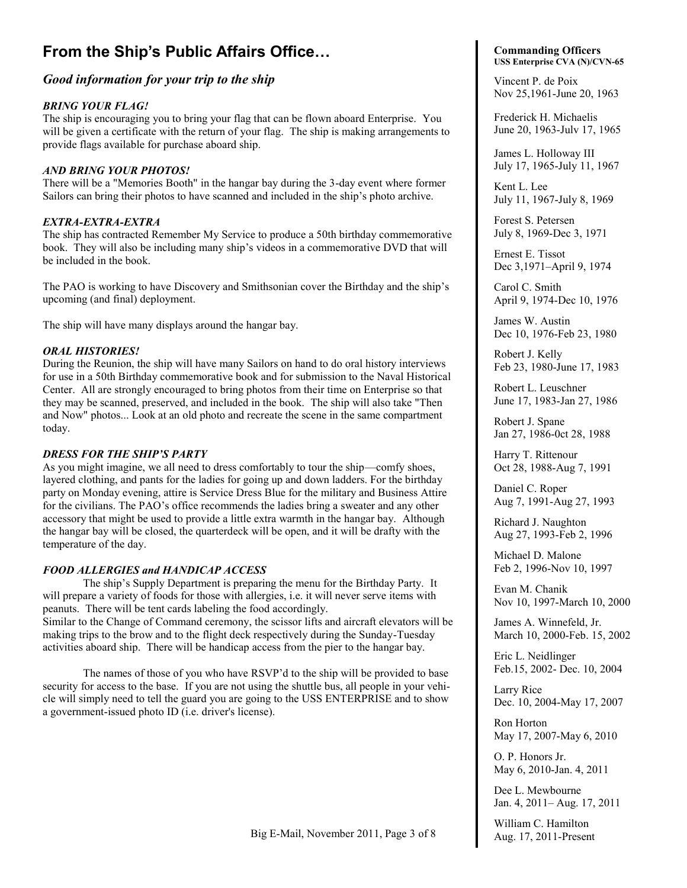## From the Ship's Public Affairs Office…

### *Good information for your trip to the ship*

***BRING YOUR FLAG!***

The ship is encouraging you to bring your flag that can be flown aboard Enterprise. You will be given a certificate with the return of your flag. The ship is making arrangements to provide flags available for purchase aboard ship.

***AND BRING YOUR PHOTOS!***

There will be a "Memories Booth" in the hangar bay during the 3-day event where former Sailors can bring their photos to have scanned and included in the ship's photo archive.

***EXTRA-EXTRA-EXTRA***

The ship has contracted Remember My Service to produce a 50th birthday commemorative book. They will also be including many ship's videos in a commemorative DVD that will be included in the book.

The PAO is working to have Discovery and Smithsonian cover the Birthday and the ship's upcoming (and final) deployment.

The ship will have many displays around the hangar bay.

***ORAL HISTORIES!***

During the Reunion, the ship will have many Sailors on hand to do oral history interviews for use in a 50th Birthday commemorative book and for submission to the Naval Historical Center. All are strongly encouraged to bring photos from their time on Enterprise so that they may be scanned, preserved, and included in the book. The ship will also take "Then and Now" photos... Look at an old photo and recreate the scene in the same compartment today.

***DRESS FOR THE SHIP'S PARTY***

As you might imagine, we all need to dress comfortably to tour the ship—comfy shoes, layered clothing, and pants for the ladies for going up and down ladders. For the birthday party on Monday evening, attire is Service Dress Blue for the military and Business Attire for the civilians. The PAO's office recommends the ladies bring a sweater and any other accessory that might be used to provide a little extra warmth in the hangar bay. Although the hangar bay will be closed, the quarterdeck will be open, and it will be drafty with the temperature of the day.

***FOOD ALLERGIES and HANDICAP ACCESS***

The ship's Supply Department is preparing the menu for the Birthday Party. It will prepare a variety of foods for those with allergies, i.e. it will never serve items with peanuts. There will be tent cards labeling the food accordingly.

Similar to the Change of Command ceremony, the scissor lifts and aircraft elevators will be making trips to the brow and to the flight deck respectively during the Sunday-Tuesday activities aboard ship. There will be handicap access from the pier to the hangar bay.

The names of those of you who have RSVP'd to the ship will be provided to base security for access to the base. If you are not using the shuttle bus, all people in your vehicle will simply need to tell the guard you are going to the USS ENTERPRISE and to show a government-issued photo ID (i.e. driver's license).

**Commanding Officers**
**USS Enterprise CVA (N)/CVN-65**

Vincent P. de Poix
Nov 25,1961-June 20, 1963

Frederick H. Michaelis
June 20, 1963-July 17, 1965

James L. Holloway III
July 17, 1965-July 11, 1967

Kent L. Lee
July 11, 1967-July 8, 1969

Forest S. Petersen
July 8, 1969-Dec 3, 1971

Ernest E. Tissot
Dec 3,1971–April 9, 1974

Carol C. Smith
April 9, 1974-Dec 10, 1976

James W. Austin
Dec 10, 1976-Feb 23, 1980

Robert J. Kelly
Feb 23, 1980-June 17, 1983

Robert L. Leuschner
June 17, 1983-Jan 27, 1986

Robert J. Spane
Jan 27, 1986-0ct 28, 1988

Harry T. Rittenour
Oct 28, 1988-Aug 7, 1991

Daniel C. Roper
Aug 7, 1991-Aug 27, 1993

Richard J. Naughton
Aug 27, 1993-Feb 2, 1996

Michael D. Malone
Feb 2, 1996-Nov 10, 1997

Evan M. Chanik
Nov 10, 1997-March 10, 2000

James A. Winnefeld, Jr.
March 10, 2000-Feb. 15, 2002

Eric L. Neidlinger
Feb.15, 2002- Dec. 10, 2004

Larry Rice
Dec. 10, 2004-May 17, 2007

Ron Horton
May 17, 2007-May 6, 2010

O. P. Honors Jr.
May 6, 2010-Jan. 4, 2011

Dee L. Mewbourne
Jan. 4, 2011– Aug. 17, 2011

William C. Hamilton
Aug. 17, 2011-Present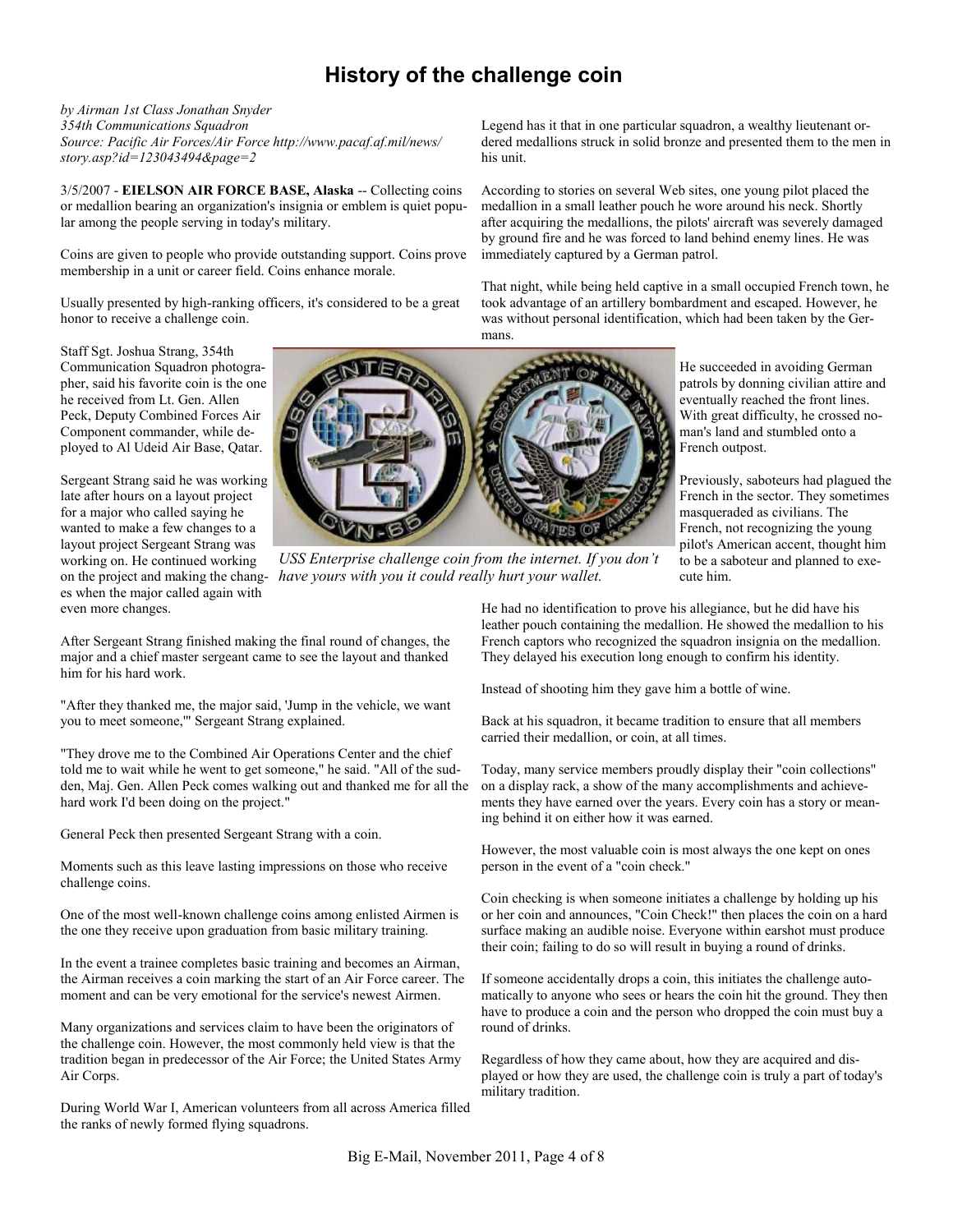# History of the challenge coin

*by Airman 1st Class Jonathan Snyder*
*354th Communications Squadron*
*Source: Pacific Air Forces/Air Force http://www.pacaf.af.mil/news/story.asp?id=123043494&page=2*

3/5/2007 - **EIELSON AIR FORCE BASE, Alaska** -- Collecting coins or medallion bearing an organization's insignia or emblem is quiet popular among the people serving in today's military.

Coins are given to people who provide outstanding support. Coins prove membership in a unit or career field. Coins enhance morale.

Usually presented by high-ranking officers, it's considered to be a great honor to receive a challenge coin.

Staff Sgt. Joshua Strang, 354th Communication Squadron photographer, said his favorite coin is the one he received from Lt. Gen. Allen Peck, Deputy Combined Forces Air Component commander, while deployed to Al Udeid Air Base, Qatar.

Sergeant Strang said he was working late after hours on a layout project for a major who called saying he wanted to make a few changes to a layout project Sergeant Strang was working on. He continued working on the project and making the changes when the major called again with even more changes.

*USS Enterprise challenge coin from the internet. If you don't have yours with you it could really hurt your wallet.*

After Sergeant Strang finished making the final round of changes, the major and a chief master sergeant came to see the layout and thanked him for his hard work.

"After they thanked me, the major said, 'Jump in the vehicle, we want you to meet someone,'" Sergeant Strang explained.

"They drove me to the Combined Air Operations Center and the chief told me to wait while he went to get someone," he said. "All of the sudden, Maj. Gen. Allen Peck comes walking out and thanked me for all the hard work I'd been doing on the project."

General Peck then presented Sergeant Strang with a coin.

Moments such as this leave lasting impressions on those who receive challenge coins.

One of the most well-known challenge coins among enlisted Airmen is the one they receive upon graduation from basic military training.

In the event a trainee completes basic training and becomes an Airman, the Airman receives a coin marking the start of an Air Force career. The moment and can be very emotional for the service's newest Airmen.

Many organizations and services claim to have been the originators of the challenge coin. However, the most commonly held view is that the tradition began in predecessor of the Air Force; the United States Army Air Corps.

During World War I, American volunteers from all across America filled the ranks of newly formed flying squadrons.

Legend has it that in one particular squadron, a wealthy lieutenant ordered medallions struck in solid bronze and presented them to the men in his unit.

According to stories on several Web sites, one young pilot placed the medallion in a small leather pouch he wore around his neck. Shortly after acquiring the medallions, the pilots' aircraft was severely damaged by ground fire and he was forced to land behind enemy lines. He was immediately captured by a German patrol.

That night, while being held captive in a small occupied French town, he took advantage of an artillery bombardment and escaped. However, he was without personal identification, which had been taken by the Germans.

He succeeded in avoiding German patrols by donning civilian attire and eventually reached the front lines. With great difficulty, he crossed no-man's land and stumbled onto a French outpost.

Previously, saboteurs had plagued the French in the sector. They sometimes masqueraded as civilians. The French, not recognizing the young pilot's American accent, thought him to be a saboteur and planned to execute him.

He had no identification to prove his allegiance, but he did have his leather pouch containing the medallion. He showed the medallion to his French captors who recognized the squadron insignia on the medallion. They delayed his execution long enough to confirm his identity.

Instead of shooting him they gave him a bottle of wine.

Back at his squadron, it became tradition to ensure that all members carried their medallion, or coin, at all times.

Today, many service members proudly display their "coin collections" on a display rack, a show of the many accomplishments and achievements they have earned over the years. Every coin has a story or meaning behind it on either how it was earned.

However, the most valuable coin is most always the one kept on ones person in the event of a "coin check."

Coin checking is when someone initiates a challenge by holding up his or her coin and announces, "Coin Check!" then places the coin on a hard surface making an audible noise. Everyone within earshot must produce their coin; failing to do so will result in buying a round of drinks.

If someone accidentally drops a coin, this initiates the challenge automatically to anyone who sees or hears the coin hit the ground. They then have to produce a coin and the person who dropped the coin must buy a round of drinks.

Regardless of how they came about, how they are acquired and displayed or how they are used, the challenge coin is truly a part of today's military tradition.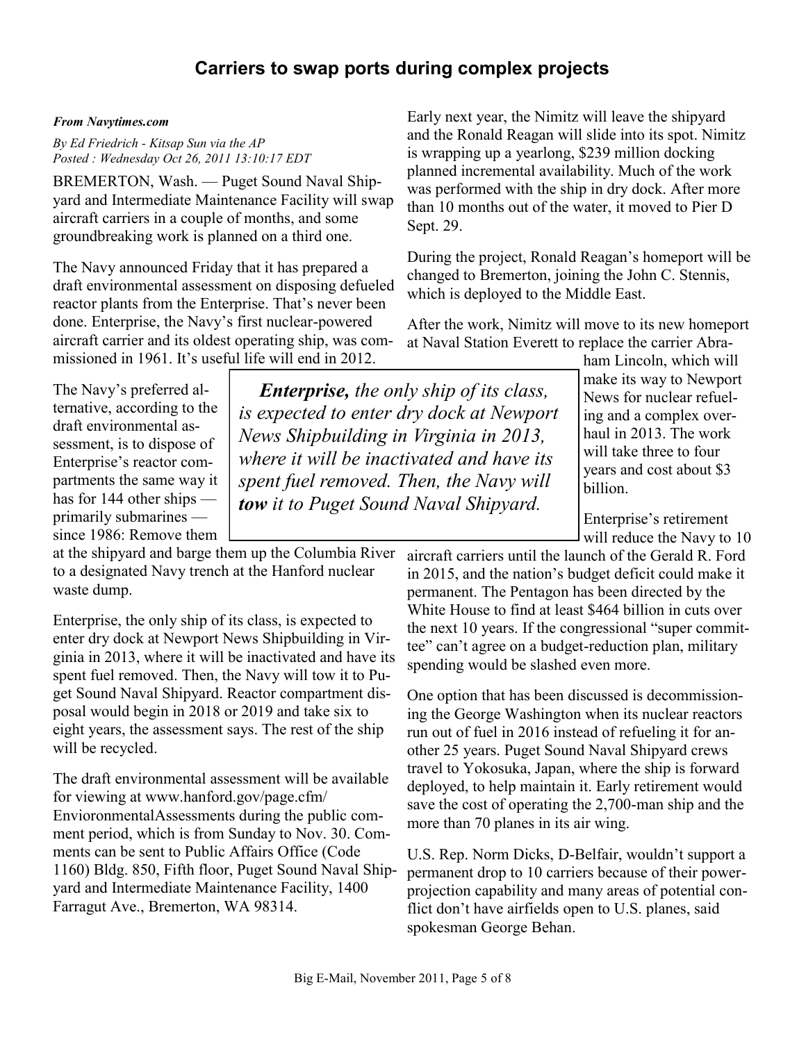## Carriers to swap ports during complex projects

***From Navytimes.com***

*By Ed Friedrich - Kitsap Sun via the AP*
*Posted : Wednesday Oct 26, 2011 13:10:17 EDT*

BREMERTON, Wash. — Puget Sound Naval Shipyard and Intermediate Maintenance Facility will swap aircraft carriers in a couple of months, and some groundbreaking work is planned on a third one.

The Navy announced Friday that it has prepared a draft environmental assessment on disposing defueled reactor plants from the Enterprise. That's never been done. Enterprise, the Navy's first nuclear-powered aircraft carrier and its oldest operating ship, was commissioned in 1961. It's useful life will end in 2012.

The Navy's preferred alternative, according to the draft environmental assessment, is to dispose of Enterprise's reactor compartments the same way it has for 144 other ships — primarily submarines — since 1986: Remove them at the shipyard and barge them up the Columbia River to a designated Navy trench at the Hanford nuclear waste dump.

> ***Enterprise,*** *the only ship of its class, is expected to enter dry dock at Newport News Shipbuilding in Virginia in 2013, where it will be inactivated and have its spent fuel removed. Then, the Navy will* ***tow*** *it to Puget Sound Naval Shipyard.*

Enterprise, the only ship of its class, is expected to enter dry dock at Newport News Shipbuilding in Virginia in 2013, where it will be inactivated and have its spent fuel removed. Then, the Navy will tow it to Puget Sound Naval Shipyard. Reactor compartment disposal would begin in 2018 or 2019 and take six to eight years, the assessment says. The rest of the ship will be recycled.

The draft environmental assessment will be available for viewing at www.hanford.gov/page.cfm/EnvioronmentalAssessments during the public comment period, which is from Sunday to Nov. 30. Comments can be sent to Public Affairs Office (Code 1160) Bldg. 850, Fifth floor, Puget Sound Naval Shipyard and Intermediate Maintenance Facility, 1400 Farragut Ave., Bremerton, WA 98314.

Early next year, the Nimitz will leave the shipyard and the Ronald Reagan will slide into its spot. Nimitz is wrapping up a yearlong, $239 million docking planned incremental availability. Much of the work was performed with the ship in dry dock. After more than 10 months out of the water, it moved to Pier D Sept. 29.

During the project, Ronald Reagan's homeport will be changed to Bremerton, joining the John C. Stennis, which is deployed to the Middle East.

After the work, Nimitz will move to its new homeport at Naval Station Everett to replace the carrier Abraham Lincoln, which will make its way to Newport News for nuclear refueling and a complex overhaul in 2013. The work will take three to four years and cost about $3 billion.

Enterprise's retirement will reduce the Navy to 10 aircraft carriers until the launch of the Gerald R. Ford in 2015, and the nation's budget deficit could make it permanent. The Pentagon has been directed by the White House to find at least $464 billion in cuts over the next 10 years. If the congressional "super committee" can't agree on a budget-reduction plan, military spending would be slashed even more.

One option that has been discussed is decommissioning the George Washington when its nuclear reactors run out of fuel in 2016 instead of refueling it for another 25 years. Puget Sound Naval Shipyard crews travel to Yokosuka, Japan, where the ship is forward deployed, to help maintain it. Early retirement would save the cost of operating the 2,700-man ship and the more than 70 planes in its air wing.

U.S. Rep. Norm Dicks, D-Belfair, wouldn't support a permanent drop to 10 carriers because of their power-projection capability and many areas of potential conflict don't have airfields open to U.S. planes, said spokesman George Behan.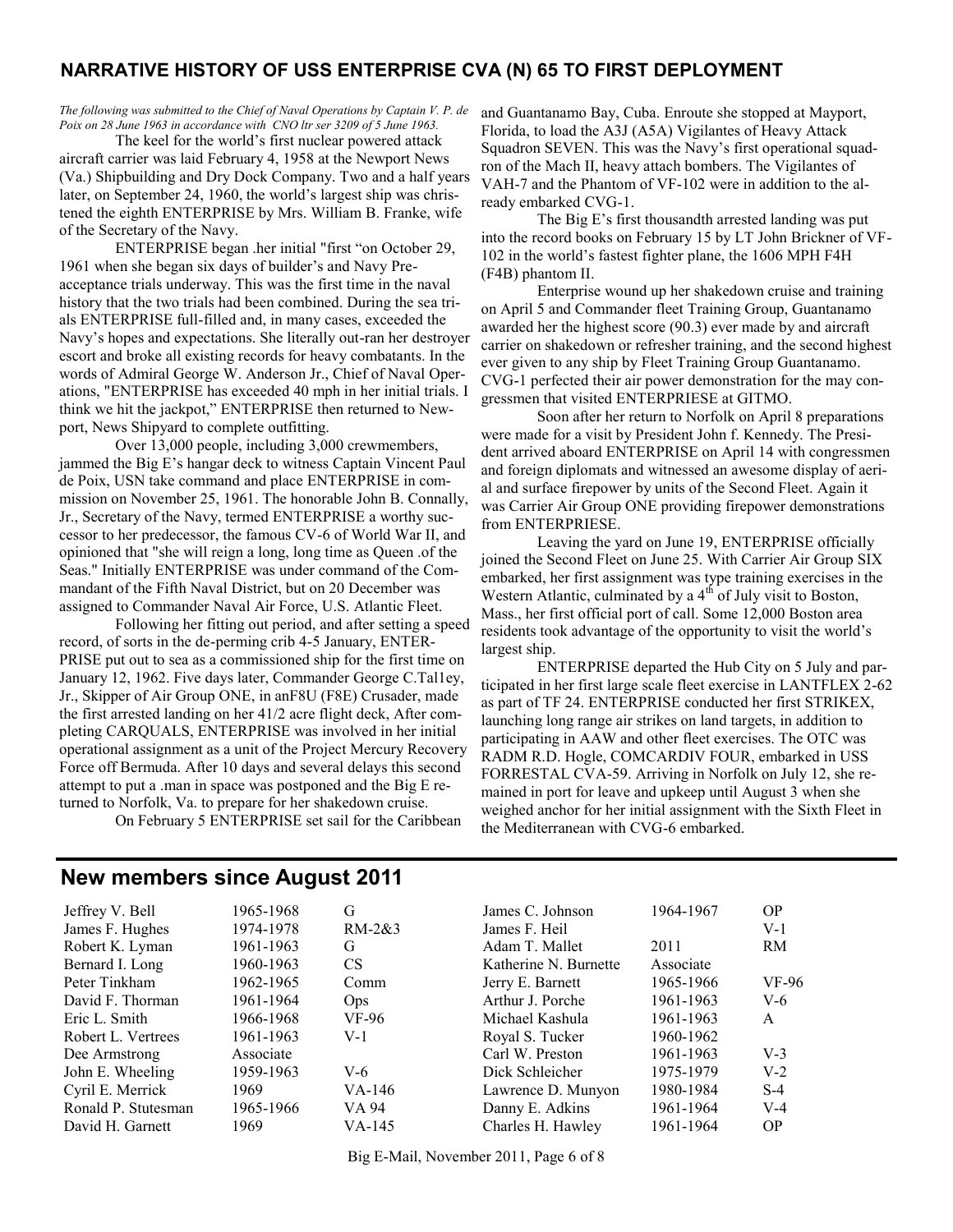## NARRATIVE HISTORY OF USS ENTERPRISE CVA (N) 65 TO FIRST DEPLOYMENT

*The following was submitted to the Chief of Naval Operations by Captain V. P. de Poix on 28 June 1963 in accordance with CNO ltr ser 3209 of 5 June 1963.*

The keel for the world's first nuclear powered attack aircraft carrier was laid February 4, 1958 at the Newport News (Va.) Shipbuilding and Dry Dock Company. Two and a half years later, on September 24, 1960, the world's largest ship was christened the eighth ENTERPRISE by Mrs. William B. Franke, wife of the Secretary of the Navy.

ENTERPRISE began .her initial "first "on October 29, 1961 when she began six days of builder's and Navy Pre-acceptance trials underway. This was the first time in the naval history that the two trials had been combined. During the sea trials ENTERPRISE full-filled and, in many cases, exceeded the Navy's hopes and expectations. She literally out-ran her destroyer escort and broke all existing records for heavy combatants. In the words of Admiral George W. Anderson Jr., Chief of Naval Operations, "ENTERPRISE has exceeded 40 mph in her initial trials. I think we hit the jackpot," ENTERPRISE then returned to Newport, News Shipyard to complete outfitting.

Over 13,000 people, including 3,000 crewmembers, jammed the Big E's hangar deck to witness Captain Vincent Paul de Poix, USN take command and place ENTERPRISE in commission on November 25, 1961. The honorable John B. Connally, Jr., Secretary of the Navy, termed ENTERPRISE a worthy successor to her predecessor, the famous CV-6 of World War II, and opinioned that "she will reign a long, long time as Queen .of the Seas." Initially ENTERPRISE was under command of the Commandant of the Fifth Naval District, but on 20 December was assigned to Commander Naval Air Force, U.S. Atlantic Fleet.

Following her fitting out period, and after setting a speed record, of sorts in the de-perming crib 4-5 January, ENTERPRISE put out to sea as a commissioned ship for the first time on January 12, 1962. Five days later, Commander George C.Tal1ey, Jr., Skipper of Air Group ONE, in anF8U (F8E) Crusader, made the first arrested landing on her 41/2 acre flight deck, After completing CARQUALS, ENTERPRISE was involved in her initial operational assignment as a unit of the Project Mercury Recovery Force off Bermuda. After 10 days and several delays this second attempt to put a .man in space was postponed and the Big E returned to Norfolk, Va. to prepare for her shakedown cruise.

On February 5 ENTERPRISE set sail for the Caribbean and Guantanamo Bay, Cuba. Enroute she stopped at Mayport, Florida, to load the A3J (A5A) Vigilantes of Heavy Attack Squadron SEVEN. This was the Navy's first operational squadron of the Mach II, heavy attach bombers. The Vigilantes of VAH-7 and the Phantom of VF-102 were in addition to the already embarked CVG-1.

The Big E's first thousandth arrested landing was put into the record books on February 15 by LT John Brickner of VF-102 in the world's fastest fighter plane, the 1606 MPH F4H (F4B) phantom II.

Enterprise wound up her shakedown cruise and training on April 5 and Commander fleet Training Group, Guantanamo awarded her the highest score (90.3) ever made by and aircraft carrier on shakedown or refresher training, and the second highest ever given to any ship by Fleet Training Group Guantanamo. CVG-1 perfected their air power demonstration for the may congressmen that visited ENTERPRIESE at GITMO.

Soon after her return to Norfolk on April 8 preparations were made for a visit by President John f. Kennedy. The President arrived aboard ENTERPRISE on April 14 with congressmen and foreign diplomats and witnessed an awesome display of aerial and surface firepower by units of the Second Fleet. Again it was Carrier Air Group ONE providing firepower demonstrations from ENTERPRIESE.

Leaving the yard on June 19, ENTERPRISE officially joined the Second Fleet on June 25. With Carrier Air Group SIX embarked, her first assignment was type training exercises in the Western Atlantic, culminated by a 4th of July visit to Boston, Mass., her first official port of call. Some 12,000 Boston area residents took advantage of the opportunity to visit the world's largest ship.

ENTERPRISE departed the Hub City on 5 July and participated in her first large scale fleet exercise in LANTFLEX 2-62 as part of TF 24. ENTERPRISE conducted her first STRIKEX, launching long range air strikes on land targets, in addition to participating in AAW and other fleet exercises. The OTC was RADM R.D. Hogle, COMCARDIV FOUR, embarked in USS FORRESTAL CVA-59. Arriving in Norfolk on July 12, she remained in port for leave and upkeep until August 3 when she weighed anchor for her initial assignment with the Sixth Fleet in the Mediterranean with CVG-6 embarked.

## New members since August 2011

| Name | Years | Division |
|---|---|---|
| Jeffrey V. Bell | 1965-1968 | G |
| James F. Hughes | 1974-1978 | RM-2&3 |
| Robert K. Lyman | 1961-1963 | G |
| Bernard I. Long | 1960-1963 | CS |
| Peter Tinkham | 1962-1965 | Comm |
| David F. Thorman | 1961-1964 | Ops |
| Eric L. Smith | 1966-1968 | VF-96 |
| Robert L. Vertrees | 1961-1963 | V-1 |
| Dee Armstrong | Associate | |
| John E. Wheeling | 1959-1963 | V-6 |
| Cyril E. Merrick | 1969 | VA-146 |
| Ronald P. Stutesman | 1965-1966 | VA 94 |
| David H. Garnett | 1969 | VA-145 |
| James C. Johnson | 1964-1967 | OP |
| James F. Heil | | V-1 |
| Adam T. Mallet | 2011 | RM |
| Katherine N. Burnette | Associate | |
| Jerry E. Barnett | 1965-1966 | VF-96 |
| Arthur J. Porche | 1961-1963 | V-6 |
| Michael Kashula | 1961-1963 | A |
| Royal S. Tucker | 1960-1962 | |
| Carl W. Preston | 1961-1963 | V-3 |
| Dick Schleicher | 1975-1979 | V-2 |
| Lawrence D. Munyon | 1980-1984 | S-4 |
| Danny E. Adkins | 1961-1964 | V-4 |
| Charles H. Hawley | 1961-1964 | OP |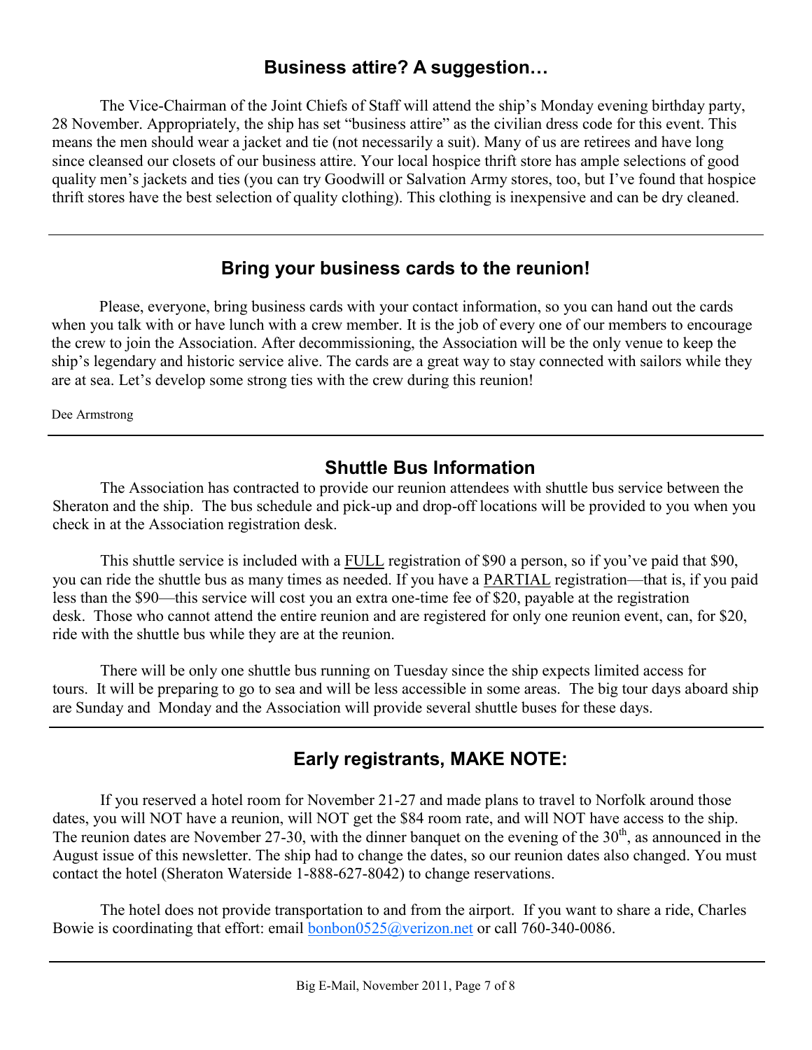## Business attire? A suggestion…

The Vice-Chairman of the Joint Chiefs of Staff will attend the ship's Monday evening birthday party, 28 November. Appropriately, the ship has set "business attire" as the civilian dress code for this event. This means the men should wear a jacket and tie (not necessarily a suit). Many of us are retirees and have long since cleansed our closets of our business attire. Your local hospice thrift store has ample selections of good quality men's jackets and ties (you can try Goodwill or Salvation Army stores, too, but I've found that hospice thrift stores have the best selection of quality clothing). This clothing is inexpensive and can be dry cleaned.

---

## Bring your business cards to the reunion!

Please, everyone, bring business cards with your contact information, so you can hand out the cards when you talk with or have lunch with a crew member. It is the job of every one of our members to encourage the crew to join the Association. After decommissioning, the Association will be the only venue to keep the ship's legendary and historic service alive. The cards are a great way to stay connected with sailors while they are at sea. Let's develop some strong ties with the crew during this reunion!

Dee Armstrong

---

## Shuttle Bus Information

The Association has contracted to provide our reunion attendees with shuttle bus service between the Sheraton and the ship. The bus schedule and pick-up and drop-off locations will be provided to you when you check in at the Association registration desk.

This shuttle service is included with a FULL registration of $90 a person, so if you've paid that $90, you can ride the shuttle bus as many times as needed. If you have a PARTIAL registration—that is, if you paid less than the $90—this service will cost you an extra one-time fee of $20, payable at the registration desk. Those who cannot attend the entire reunion and are registered for only one reunion event, can, for $20, ride with the shuttle bus while they are at the reunion.

There will be only one shuttle bus running on Tuesday since the ship expects limited access for tours. It will be preparing to go to sea and will be less accessible in some areas. The big tour days aboard ship are Sunday and Monday and the Association will provide several shuttle buses for these days.

---

## Early registrants, MAKE NOTE:

If you reserved a hotel room for November 21-27 and made plans to travel to Norfolk around those dates, you will NOT have a reunion, will NOT get the $84 room rate, and will NOT have access to the ship. The reunion dates are November 27-30, with the dinner banquet on the evening of the 30th, as announced in the August issue of this newsletter. The ship had to change the dates, so our reunion dates also changed. You must contact the hotel (Sheraton Waterside 1-888-627-8042) to change reservations.

The hotel does not provide transportation to and from the airport. If you want to share a ride, Charles Bowie is coordinating that effort: email bonbon0525@verizon.net or call 760-340-0086.

---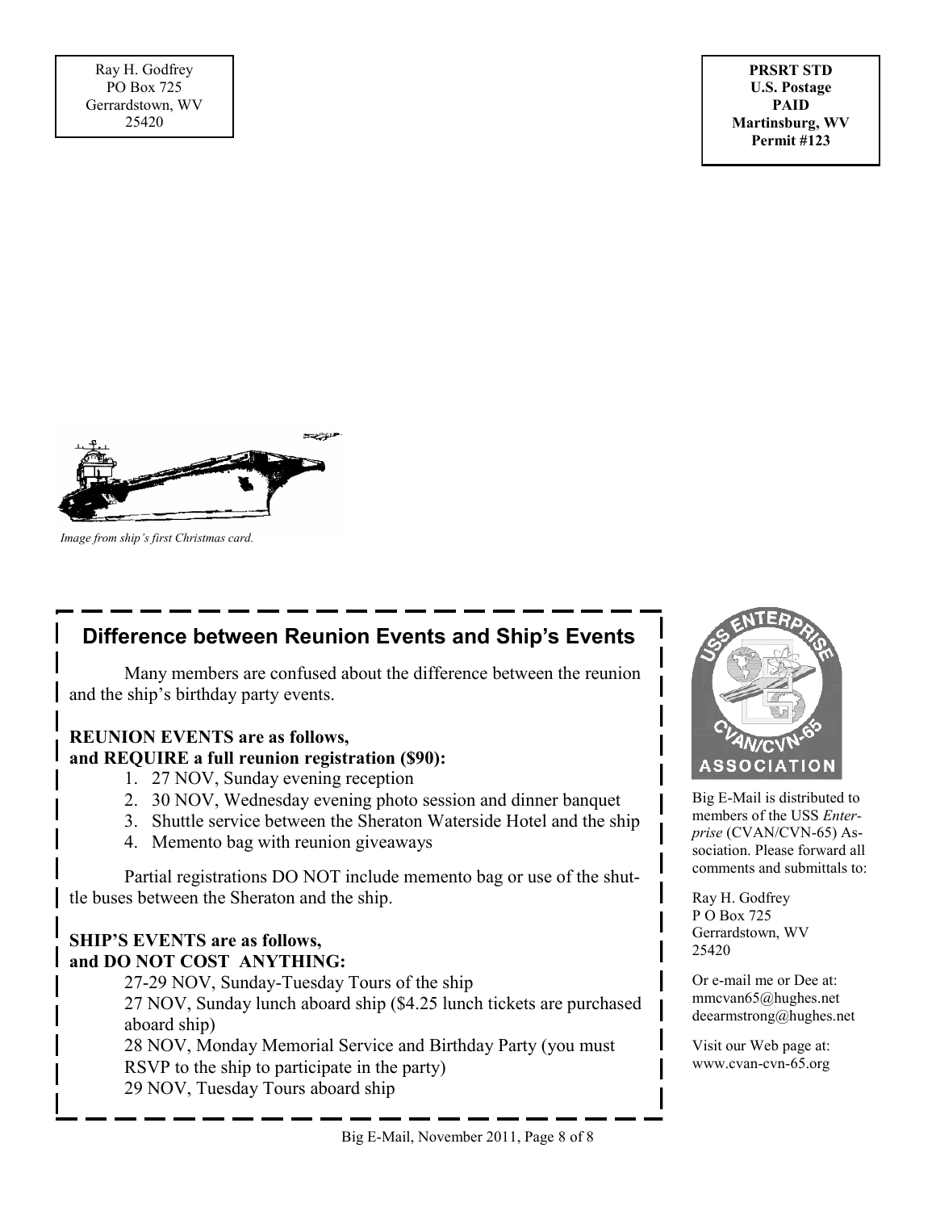Ray H. Godfrey
PO Box 725
Gerrardstown, WV
25420

**PRSRT STD**
**U.S. Postage**
**PAID**
**Martinsburg, WV**
**Permit #123**

*Image from ship's first Christmas card.*

## Difference between Reunion Events and Ship's Events

Many members are confused about the difference between the reunion and the ship's birthday party events.

**REUNION EVENTS are as follows,**
**and REQUIRE a full reunion registration ($90):**

1. 27 NOV, Sunday evening reception
2. 30 NOV, Wednesday evening photo session and dinner banquet
3. Shuttle service between the Sheraton Waterside Hotel and the ship
4. Memento bag with reunion giveaways

Partial registrations DO NOT include memento bag or use of the shuttle buses between the Sheraton and the ship.

**SHIP'S EVENTS are as follows,**
**and DO NOT COST ANYTHING:**

27-29 NOV, Sunday-Tuesday Tours of the ship
27 NOV, Sunday lunch aboard ship ($4.25 lunch tickets are purchased aboard ship)
28 NOV, Monday Memorial Service and Birthday Party (you must RSVP to the ship to participate in the party)
29 NOV, Tuesday Tours aboard ship

Big E-Mail is distributed to members of the USS *Enterprise* (CVAN/CVN-65) Association. Please forward all comments and submittals to:

Ray H. Godfrey
P O Box 725
Gerrardstown, WV
25420

Or e-mail me or Dee at:
mmcvan65@hughes.net
deearmstrong@hughes.net

Visit our Web page at:
www.cvan-cvn-65.org